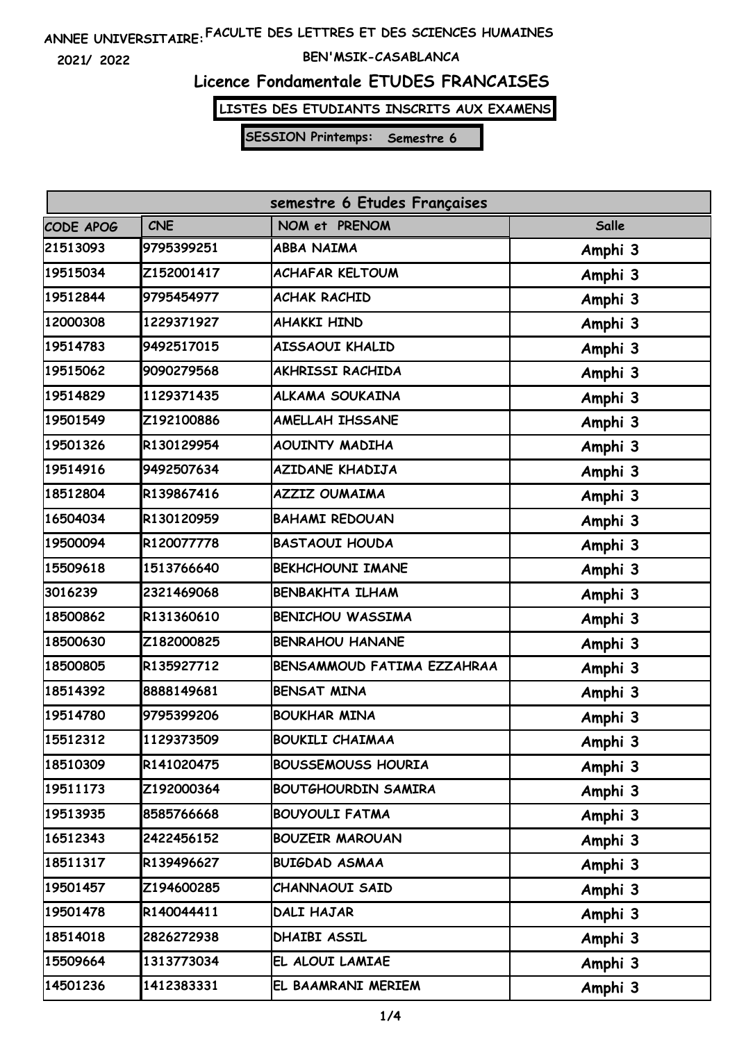ANNEE UNIVERSITAIRE: FACULTE DES LETTRES ET DES SCIENCES HUMAINES

2021/ 2022 BEN'MSIK-CASABLANCA

# Licence Fondamentale ETUDES FRANCAISES

**LISTES DES ETUDIANTS INSCRITS AUX EXAMENS**

**SESSION Printemps: Semestre 6**

| semestre 6 Etudes Françaises | | | |
|---|---|---|---|
| CODE APOG | CNE | NOM et PRENOM | Salle |
| 21513093 | 9795399251 | ABBA NAIMA | Amphi 3 |
| 19515034 | Z152001417 | ACHAFAR KELTOUM | Amphi 3 |
| 19512844 | 9795454977 | ACHAK RACHID | Amphi 3 |
| 12000308 | 1229371927 | AHAKKI HIND | Amphi 3 |
| 19514783 | 9492517015 | AISSAOUI KHALID | Amphi 3 |
| 19515062 | 9090279568 | AKHRISSI RACHIDA | Amphi 3 |
| 19514829 | 1129371435 | ALKAMA SOUKAINA | Amphi 3 |
| 19501549 | Z192100886 | AMELLAH IHSSANE | Amphi 3 |
| 19501326 | R130129954 | AOUINTY MADIHA | Amphi 3 |
| 19514916 | 9492507634 | AZIDANE KHADIJA | Amphi 3 |
| 18512804 | R139867416 | AZZIZ OUMAIMA | Amphi 3 |
| 16504034 | R130120959 | BAHAMI REDOUAN | Amphi 3 |
| 19500094 | R120077778 | BASTAOUI HOUDA | Amphi 3 |
| 15509618 | 1513766640 | BEKHCHOUNI IMANE | Amphi 3 |
| 3016239 | 2321469068 | BENBAKHTA ILHAM | Amphi 3 |
| 18500862 | R131360610 | BENICHOU WASSIMA | Amphi 3 |
| 18500630 | Z182000825 | BENRAHOU HANANE | Amphi 3 |
| 18500805 | R135927712 | BENSAMMOUD FATIMA EZZAHRAA | Amphi 3 |
| 18514392 | 8888149681 | BENSAT MINA | Amphi 3 |
| 19514780 | 9795399206 | BOUKHAR MINA | Amphi 3 |
| 15512312 | 1129373509 | BOUKILI CHAIMAA | Amphi 3 |
| 18510309 | R141020475 | BOUSSEMOUSS HOURIA | Amphi 3 |
| 19511173 | Z192000364 | BOUTGHOURDIN SAMIRA | Amphi 3 |
| 19513935 | 8585766668 | BOUYOULI FATMA | Amphi 3 |
| 16512343 | 2422456152 | BOUZEIR MAROUAN | Amphi 3 |
| 18511317 | R139496627 | BUIGDAD ASMAA | Amphi 3 |
| 19501457 | Z194600285 | CHANNAOUI SAID | Amphi 3 |
| 19501478 | R140044411 | DALI HAJAR | Amphi 3 |
| 18514018 | 2826272938 | DHAIBI ASSIL | Amphi 3 |
| 15509664 | 1313773034 | EL ALOUI LAMIAE | Amphi 3 |
| 14501236 | 1412383331 | EL BAAMRANI MERIEM | Amphi 3 |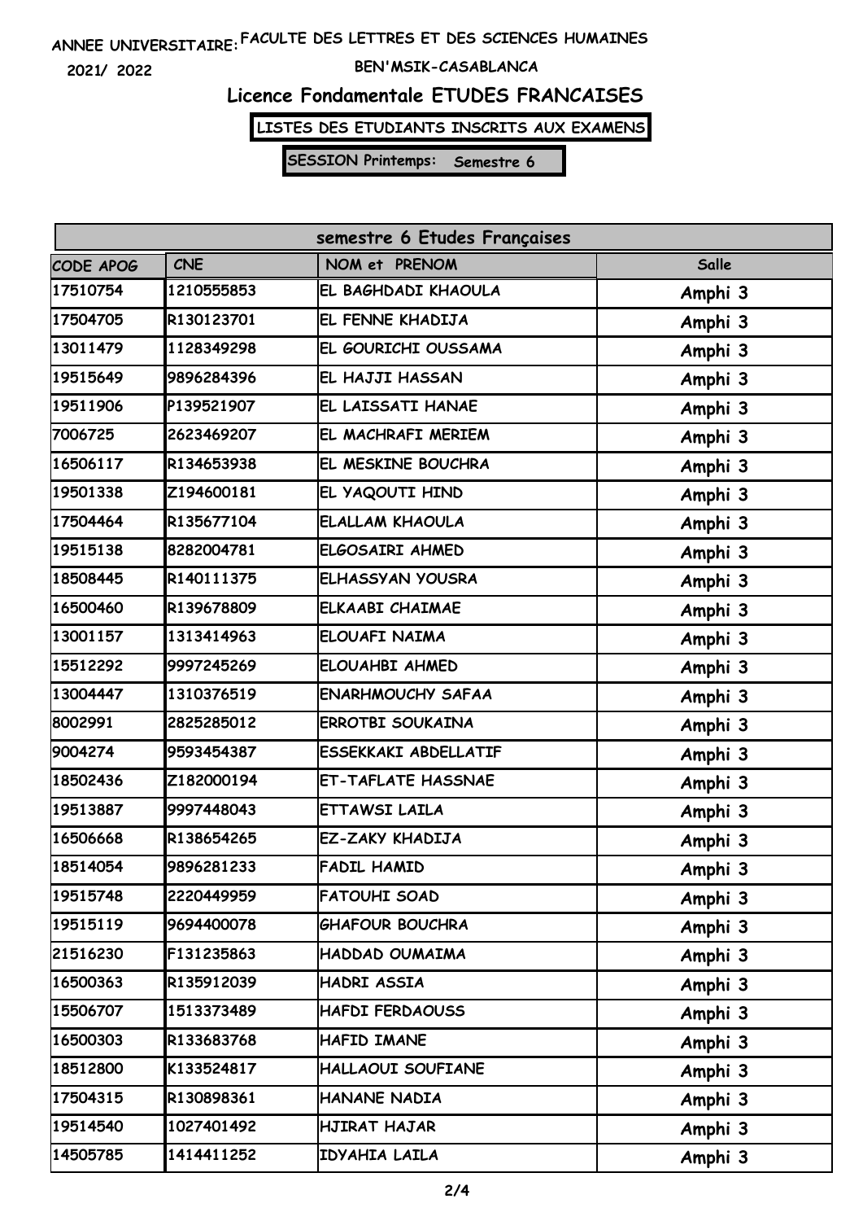ANNEE UNIVERSITAIRE: FACULTE DES LETTRES ET DES SCIENCES HUMAINES

2021/ 2022

BEN'MSIK-CASABLANCA

## Licence Fondamentale ETUDES FRANCAISES

**LISTES DES ETUDIANTS INSCRITS AUX EXAMENS**

**SESSION Printemps: Semestre 6**

| semestre 6 Etudes Françaises | | | |
|---|---|---|---|
| CODE APOG | CNE | NOM et PRENOM | Salle |
| 17510754 | 1210555853 | EL BAGHDADI KHAOULA | Amphi 3 |
| 17504705 | R130123701 | EL FENNE KHADIJA | Amphi 3 |
| 13011479 | 1128349298 | EL GOURICHI OUSSAMA | Amphi 3 |
| 19515649 | 9896284396 | EL HAJJI HASSAN | Amphi 3 |
| 19511906 | P139521907 | EL LAISSATI HANAE | Amphi 3 |
| 7006725 | 2623469207 | EL MACHRAFI MERIEM | Amphi 3 |
| 16506117 | R134653938 | EL MESKINE BOUCHRA | Amphi 3 |
| 19501338 | Z194600181 | EL YAQOUTI HIND | Amphi 3 |
| 17504464 | R135677104 | ELALLAM KHAOULA | Amphi 3 |
| 19515138 | 8282004781 | ELGOSAIRI AHMED | Amphi 3 |
| 18508445 | R140111375 | ELHASSYAN YOUSRA | Amphi 3 |
| 16500460 | R139678809 | ELKAABI CHAIMAE | Amphi 3 |
| 13001157 | 1313414963 | ELOUAFI NAIMA | Amphi 3 |
| 15512292 | 9997245269 | ELOUAHBI AHMED | Amphi 3 |
| 13004447 | 1310376519 | ENARHMOUCHY SAFAA | Amphi 3 |
| 8002991 | 2825285012 | ERROTBI SOUKAINA | Amphi 3 |
| 9004274 | 9593454387 | ESSEKKAKI ABDELLATIF | Amphi 3 |
| 18502436 | Z182000194 | ET-TAFLATE HASSNAE | Amphi 3 |
| 19513887 | 9997448043 | ETTAWSI LAILA | Amphi 3 |
| 16506668 | R138654265 | EZ-ZAKY KHADIJA | Amphi 3 |
| 18514054 | 9896281233 | FADIL HAMID | Amphi 3 |
| 19515748 | 2220449959 | FATOUHI SOAD | Amphi 3 |
| 19515119 | 9694400078 | GHAFOUR BOUCHRA | Amphi 3 |
| 21516230 | F131235863 | HADDAD OUMAIMA | Amphi 3 |
| 16500363 | R135912039 | HADRI ASSIA | Amphi 3 |
| 15506707 | 1513373489 | HAFDI FERDAOUSS | Amphi 3 |
| 16500303 | R133683768 | HAFID IMANE | Amphi 3 |
| 18512800 | K133524817 | HALLAOUI SOUFIANE | Amphi 3 |
| 17504315 | R130898361 | HANANE NADIA | Amphi 3 |
| 19514540 | 1027401492 | HJIRAT HAJAR | Amphi 3 |
| 14505785 | 1414411252 | IDYAHIA LAILA | Amphi 3 |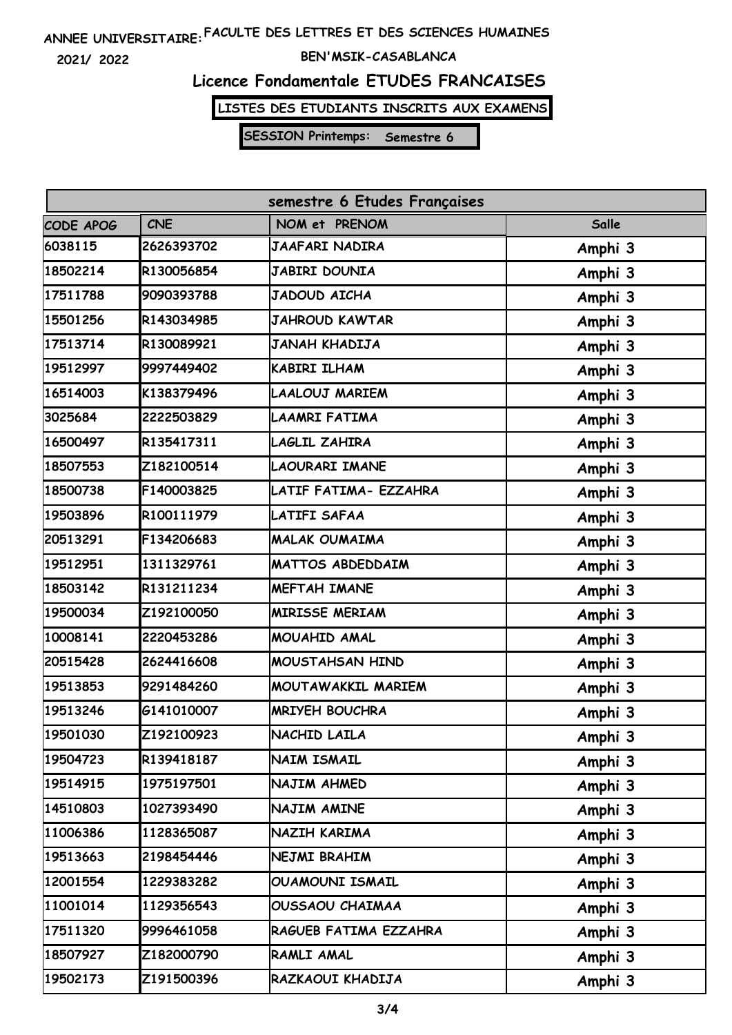ANNEE UNIVERSITAIRE: 2021/ 2022

FACULTE DES LETTRES ET DES SCIENCES HUMAINES

BEN'MSIK-CASABLANCA

## Licence Fondamentale ETUDES FRANCAISES

**LISTES DES ETUDIANTS INSCRITS AUX EXAMENS**

**SESSION Printemps: Semestre 6**

| semestre 6 Etudes Françaises | | | |
|---|---|---|---|
| CODE APOG | CNE | NOM et PRENOM | Salle |
| 6038115 | 2626393702 | JAAFARI NADIRA | Amphi 3 |
| 18502214 | R130056854 | JABIRI DOUNIA | Amphi 3 |
| 17511788 | 9090393788 | JADOUD AICHA | Amphi 3 |
| 15501256 | R143034985 | JAHROUD KAWTAR | Amphi 3 |
| 17513714 | R130089921 | JANAH KHADIJA | Amphi 3 |
| 19512997 | 9997449402 | KABIRI ILHAM | Amphi 3 |
| 16514003 | K138379496 | LAALOUJ MARIEM | Amphi 3 |
| 3025684 | 2222503829 | LAAMRI FATIMA | Amphi 3 |
| 16500497 | R135417311 | LAGLIL ZAHIRA | Amphi 3 |
| 18507553 | Z182100514 | LAOURARI IMANE | Amphi 3 |
| 18500738 | F140003825 | LATIF FATIMA- EZZAHRA | Amphi 3 |
| 19503896 | R100111979 | LATIFI SAFAA | Amphi 3 |
| 20513291 | F134206683 | MALAK OUMAIMA | Amphi 3 |
| 19512951 | 1311329761 | MATTOS ABDEDDAIM | Amphi 3 |
| 18503142 | R131211234 | MEFTAH IMANE | Amphi 3 |
| 19500034 | Z192100050 | MIRISSE MERIAM | Amphi 3 |
| 10008141 | 2220453286 | MOUAHID AMAL | Amphi 3 |
| 20515428 | 2624416608 | MOUSTAHSAN HIND | Amphi 3 |
| 19513853 | 9291484260 | MOUTAWAKKIL MARIEM | Amphi 3 |
| 19513246 | G141010007 | MRIYEH BOUCHRA | Amphi 3 |
| 19501030 | Z192100923 | NACHID LAILA | Amphi 3 |
| 19504723 | R139418187 | NAIM ISMAIL | Amphi 3 |
| 19514915 | 1975197501 | NAJIM AHMED | Amphi 3 |
| 14510803 | 1027393490 | NAJIM AMINE | Amphi 3 |
| 11006386 | 1128365087 | NAZIH KARIMA | Amphi 3 |
| 19513663 | 2198454446 | NEJMI BRAHIM | Amphi 3 |
| 12001554 | 1229383282 | OUAMOUNI ISMAIL | Amphi 3 |
| 11001014 | 1129356543 | OUSSAOU CHAIMAA | Amphi 3 |
| 17511320 | 9996461058 | RAGUEB FATIMA EZZAHRA | Amphi 3 |
| 18507927 | Z182000790 | RAMLI AMAL | Amphi 3 |
| 19502173 | Z191500396 | RAZKAOUI KHADIJA | Amphi 3 |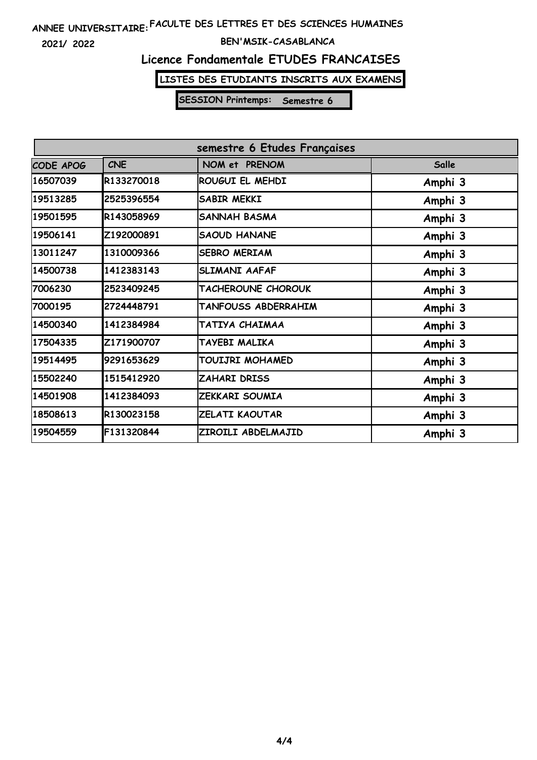ANNEE UNIVERSITAIRE: FACULTE DES LETTRES ET DES SCIENCES HUMAINES

2021/ 2022 BEN'MSIK-CASABLANCA

# Licence Fondamentale ETUDES FRANCAISES

**LISTES DES ETUDIANTS INSCRITS AUX EXAMENS**

**SESSION Printemps: Semestre 6**

| semestre 6 Etudes Françaises | | | |
|---|---|---|---|
| CODE APOG | CNE | NOM et PRENOM | Salle |
| 16507039 | R133270018 | ROUGUI EL MEHDI | Amphi 3 |
| 19513285 | 2525396554 | SABIR MEKKI | Amphi 3 |
| 19501595 | R143058969 | SANNAH BASMA | Amphi 3 |
| 19506141 | Z192000891 | SAOUD HANANE | Amphi 3 |
| 13011247 | 1310009366 | SEBRO MERIAM | Amphi 3 |
| 14500738 | 1412383143 | SLIMANI AAFAF | Amphi 3 |
| 7006230 | 2523409245 | TACHEROUNE CHOROUK | Amphi 3 |
| 7000195 | 2724448791 | TANFOUSS ABDERRAHIM | Amphi 3 |
| 14500340 | 1412384984 | TATIYA CHAIMAA | Amphi 3 |
| 17504335 | Z171900707 | TAYEBI MALIKA | Amphi 3 |
| 19514495 | 9291653629 | TOUIJRI MOHAMED | Amphi 3 |
| 15502240 | 1515412920 | ZAHARI DRISS | Amphi 3 |
| 14501908 | 1412384093 | ZEKKARI SOUMIA | Amphi 3 |
| 18508613 | R130023158 | ZELATI KAOUTAR | Amphi 3 |
| 19504559 | F131320844 | ZIROILI ABDELMAJID | Amphi 3 |